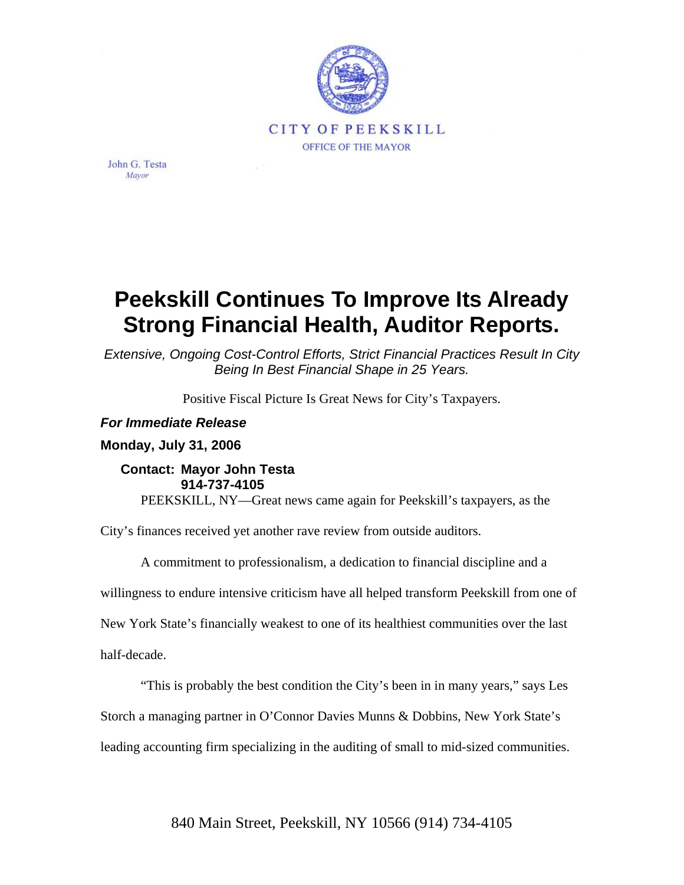CITY OF PEEKSKILL

OFFICE OF THE MAYOR

John G. Testa
*Mayor*

# Peekskill Continues To Improve Its Already Strong Financial Health, Auditor Reports.

*Extensive, Ongoing Cost-Control Efforts, Strict Financial Practices Result In City Being In Best Financial Shape in 25 Years.*

Positive Fiscal Picture Is Great News for City's Taxpayers.

***For Immediate Release***

**Monday, July 31, 2006**

**Contact: Mayor John Testa**
**914-737-4105**

PEEKSKILL, NY—Great news came again for Peekskill's taxpayers, as the City's finances received yet another rave review from outside auditors.

A commitment to professionalism, a dedication to financial discipline and a willingness to endure intensive criticism have all helped transform Peekskill from one of New York State's financially weakest to one of its healthiest communities over the last half-decade.

"This is probably the best condition the City's been in in many years," says Les Storch a managing partner in O'Connor Davies Munns & Dobbins, New York State's leading accounting firm specializing in the auditing of small to mid-sized communities.

840 Main Street, Peekskill, NY 10566 (914) 734-4105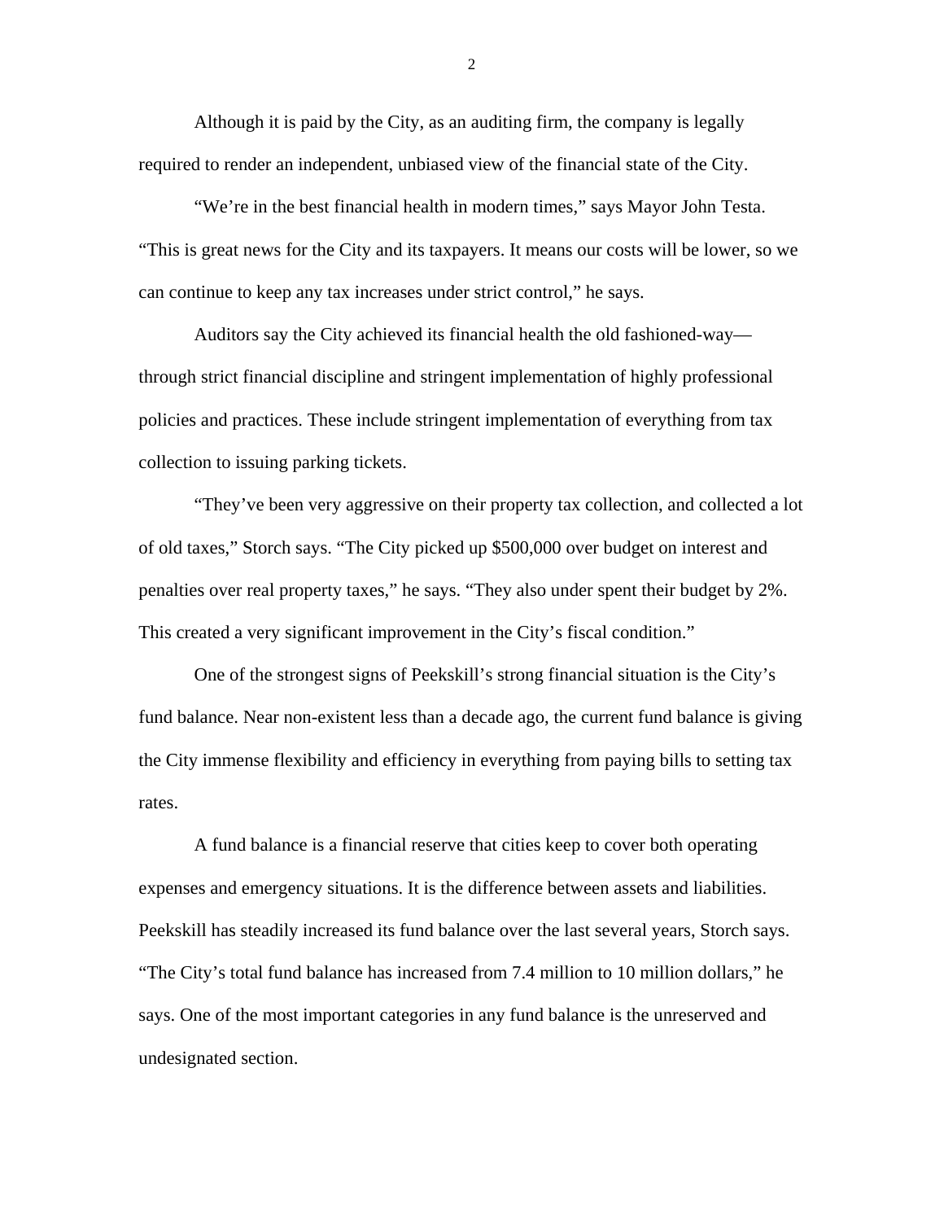Although it is paid by the City, as an auditing firm, the company is legally required to render an independent, unbiased view of the financial state of the City.

"We're in the best financial health in modern times," says Mayor John Testa. "This is great news for the City and its taxpayers. It means our costs will be lower, so we can continue to keep any tax increases under strict control," he says.

Auditors say the City achieved its financial health the old fashioned-way—through strict financial discipline and stringent implementation of highly professional policies and practices. These include stringent implementation of everything from tax collection to issuing parking tickets.

"They've been very aggressive on their property tax collection, and collected a lot of old taxes," Storch says. "The City picked up $500,000 over budget on interest and penalties over real property taxes," he says. "They also under spent their budget by 2%. This created a very significant improvement in the City's fiscal condition."

One of the strongest signs of Peekskill's strong financial situation is the City's fund balance. Near non-existent less than a decade ago, the current fund balance is giving the City immense flexibility and efficiency in everything from paying bills to setting tax rates.

A fund balance is a financial reserve that cities keep to cover both operating expenses and emergency situations. It is the difference between assets and liabilities. Peekskill has steadily increased its fund balance over the last several years, Storch says. "The City's total fund balance has increased from 7.4 million to 10 million dollars," he says. One of the most important categories in any fund balance is the unreserved and undesignated section.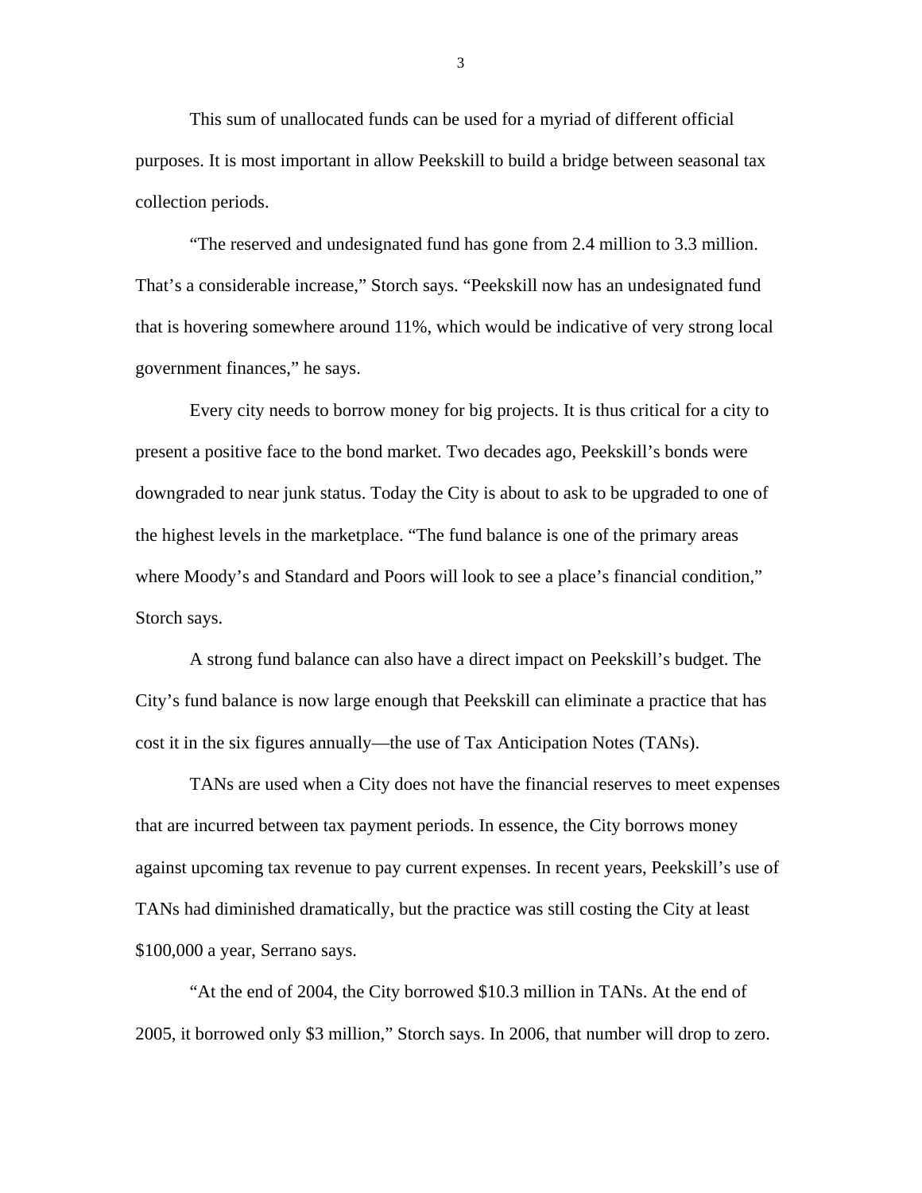This sum of unallocated funds can be used for a myriad of different official purposes. It is most important in allow Peekskill to build a bridge between seasonal tax collection periods.

"The reserved and undesignated fund has gone from 2.4 million to 3.3 million. That's a considerable increase," Storch says. "Peekskill now has an undesignated fund that is hovering somewhere around 11%, which would be indicative of very strong local government finances," he says.

Every city needs to borrow money for big projects. It is thus critical for a city to present a positive face to the bond market. Two decades ago, Peekskill's bonds were downgraded to near junk status. Today the City is about to ask to be upgraded to one of the highest levels in the marketplace. "The fund balance is one of the primary areas where Moody's and Standard and Poors will look to see a place's financial condition," Storch says.

A strong fund balance can also have a direct impact on Peekskill's budget. The City's fund balance is now large enough that Peekskill can eliminate a practice that has cost it in the six figures annually—the use of Tax Anticipation Notes (TANs).

TANs are used when a City does not have the financial reserves to meet expenses that are incurred between tax payment periods. In essence, the City borrows money against upcoming tax revenue to pay current expenses. In recent years, Peekskill's use of TANs had diminished dramatically, but the practice was still costing the City at least $100,000 a year, Serrano says.

"At the end of 2004, the City borrowed $10.3 million in TANs. At the end of 2005, it borrowed only $3 million," Storch says. In 2006, that number will drop to zero.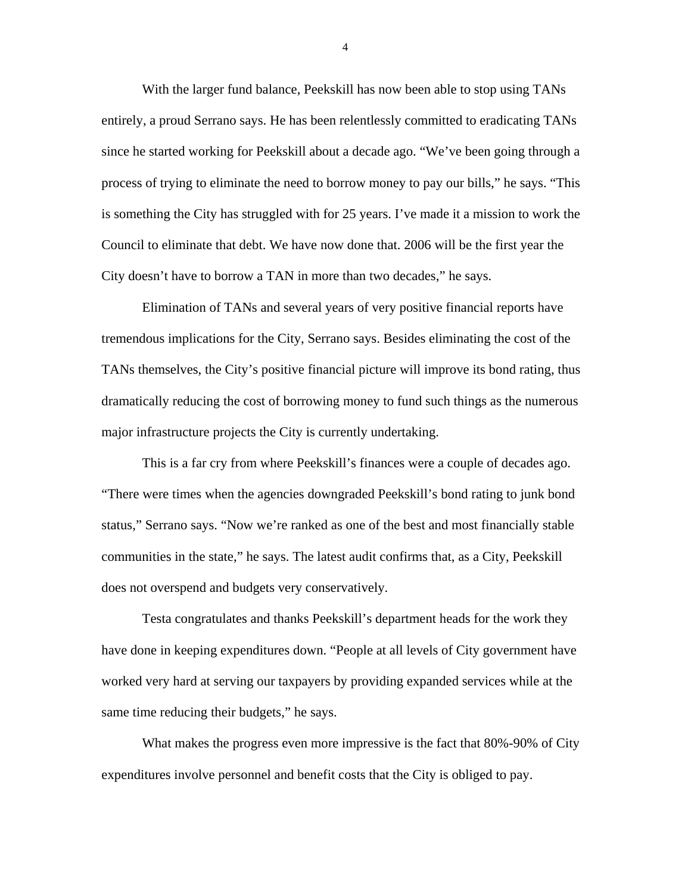With the larger fund balance, Peekskill has now been able to stop using TANs entirely, a proud Serrano says. He has been relentlessly committed to eradicating TANs since he started working for Peekskill about a decade ago. "We've been going through a process of trying to eliminate the need to borrow money to pay our bills," he says. "This is something the City has struggled with for 25 years. I've made it a mission to work the Council to eliminate that debt. We have now done that. 2006 will be the first year the City doesn't have to borrow a TAN in more than two decades," he says.

Elimination of TANs and several years of very positive financial reports have tremendous implications for the City, Serrano says. Besides eliminating the cost of the TANs themselves, the City's positive financial picture will improve its bond rating, thus dramatically reducing the cost of borrowing money to fund such things as the numerous major infrastructure projects the City is currently undertaking.

This is a far cry from where Peekskill's finances were a couple of decades ago. "There were times when the agencies downgraded Peekskill's bond rating to junk bond status," Serrano says. "Now we're ranked as one of the best and most financially stable communities in the state," he says. The latest audit confirms that, as a City, Peekskill does not overspend and budgets very conservatively.

Testa congratulates and thanks Peekskill's department heads for the work they have done in keeping expenditures down. "People at all levels of City government have worked very hard at serving our taxpayers by providing expanded services while at the same time reducing their budgets," he says.

What makes the progress even more impressive is the fact that 80%-90% of City expenditures involve personnel and benefit costs that the City is obliged to pay.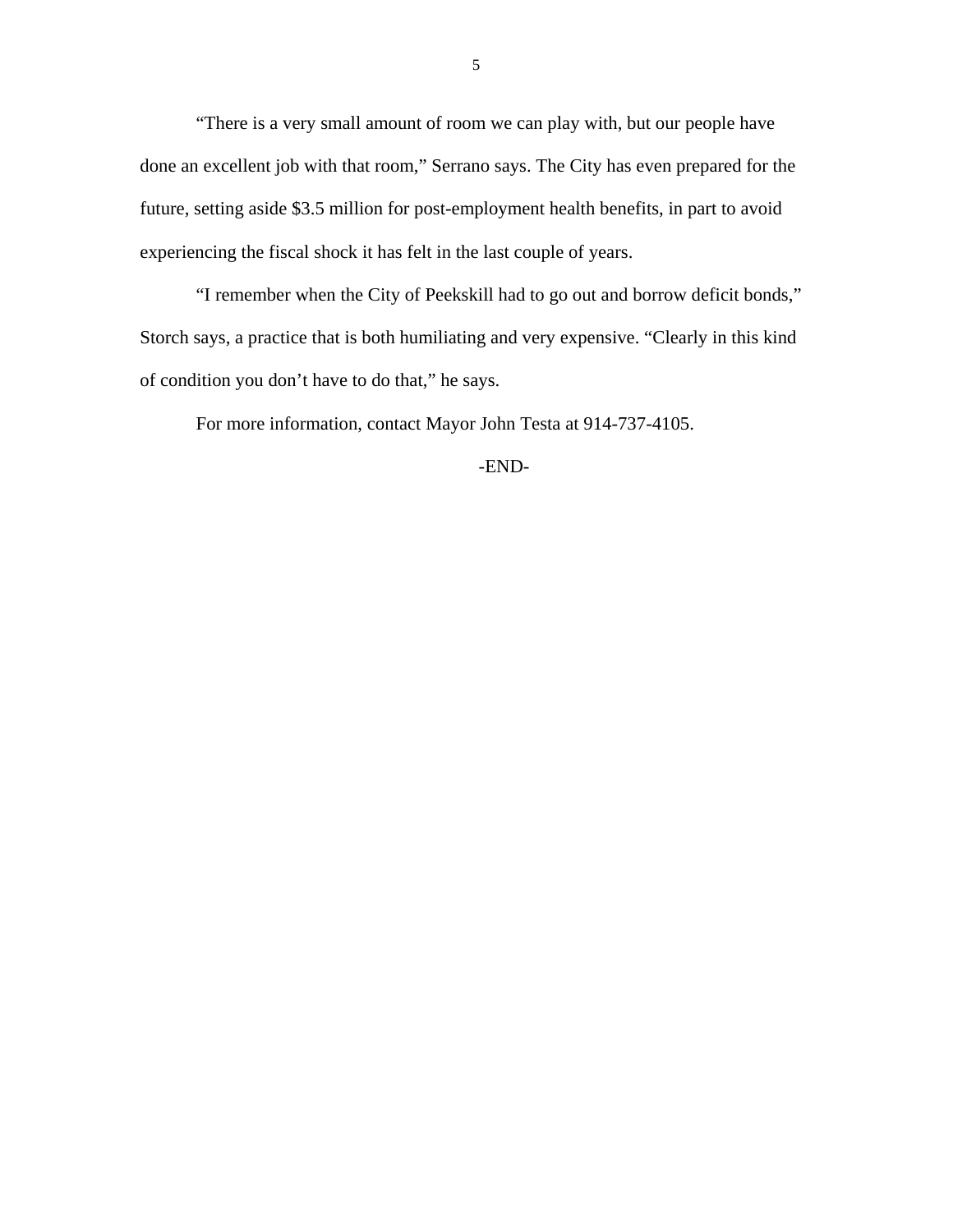“There is a very small amount of room we can play with, but our people have done an excellent job with that room,” Serrano says. The City has even prepared for the future, setting aside $3.5 million for post-employment health benefits, in part to avoid experiencing the fiscal shock it has felt in the last couple of years.

“I remember when the City of Peekskill had to go out and borrow deficit bonds,” Storch says, a practice that is both humiliating and very expensive. “Clearly in this kind of condition you don’t have to do that,” he says.

For more information, contact Mayor John Testa at 914-737-4105.

-END-